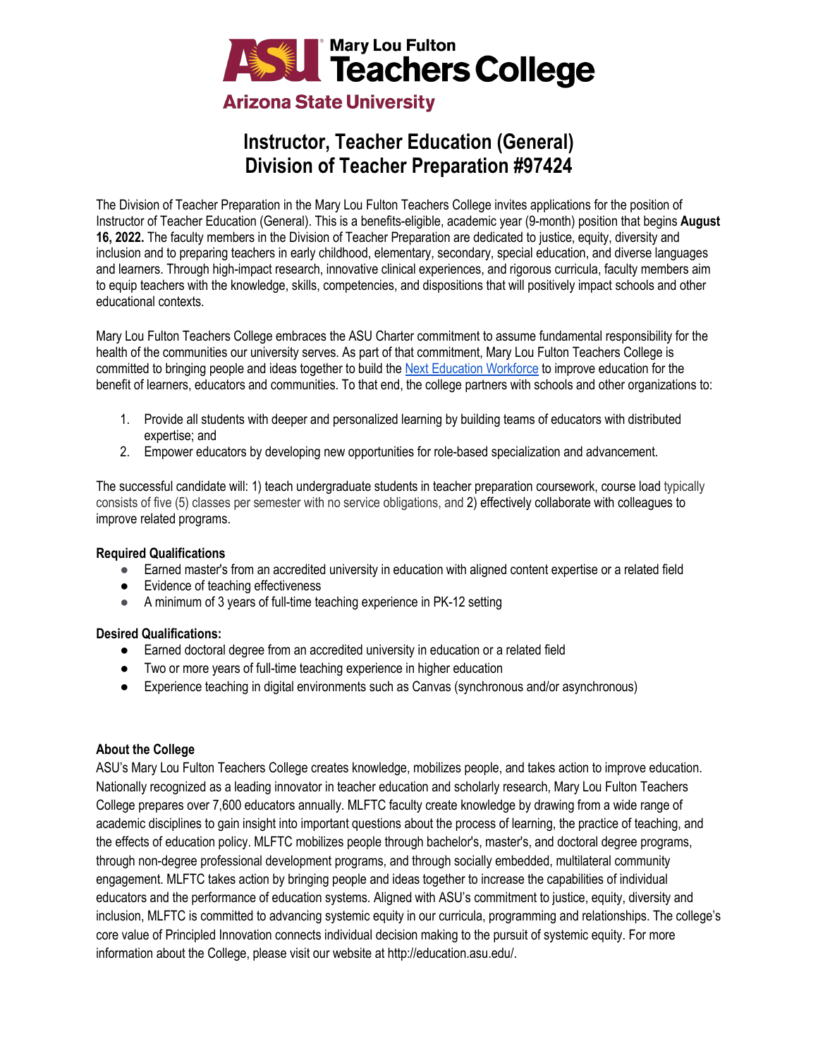ASU Mary Lou Fulton Teachers College

Arizona State University

# Instructor, Teacher Education (General)
# Division of Teacher Preparation #97424

The Division of Teacher Preparation in the Mary Lou Fulton Teachers College invites applications for the position of Instructor of Teacher Education (General). This is a benefits-eligible, academic year (9-month) position that begins **August 16, 2022.** The faculty members in the Division of Teacher Preparation are dedicated to justice, equity, diversity and inclusion and to preparing teachers in early childhood, elementary, secondary, special education, and diverse languages and learners. Through high-impact research, innovative clinical experiences, and rigorous curricula, faculty members aim to equip teachers with the knowledge, skills, competencies, and dispositions that will positively impact schools and other educational contexts.

Mary Lou Fulton Teachers College embraces the ASU Charter commitment to assume fundamental responsibility for the health of the communities our university serves. As part of that commitment, Mary Lou Fulton Teachers College is committed to bringing people and ideas together to build the Next Education Workforce to improve education for the benefit of learners, educators and communities. To that end, the college partners with schools and other organizations to:

1. Provide all students with deeper and personalized learning by building teams of educators with distributed expertise; and
2. Empower educators by developing new opportunities for role-based specialization and advancement.

The successful candidate will: 1) teach undergraduate students in teacher preparation coursework, course load typically consists of five (5) classes per semester with no service obligations, and 2) effectively collaborate with colleagues to improve related programs.

**Required Qualifications**

- Earned master's from an accredited university in education with aligned content expertise or a related field
- Evidence of teaching effectiveness
- A minimum of 3 years of full-time teaching experience in PK-12 setting

**Desired Qualifications:**

- Earned doctoral degree from an accredited university in education or a related field
- Two or more years of full-time teaching experience in higher education
- Experience teaching in digital environments such as Canvas (synchronous and/or asynchronous)

**About the College**

ASU's Mary Lou Fulton Teachers College creates knowledge, mobilizes people, and takes action to improve education. Nationally recognized as a leading innovator in teacher education and scholarly research, Mary Lou Fulton Teachers College prepares over 7,600 educators annually. MLFTC faculty create knowledge by drawing from a wide range of academic disciplines to gain insight into important questions about the process of learning, the practice of teaching, and the effects of education policy. MLFTC mobilizes people through bachelor's, master's, and doctoral degree programs, through non-degree professional development programs, and through socially embedded, multilateral community engagement. MLFTC takes action by bringing people and ideas together to increase the capabilities of individual educators and the performance of education systems. Aligned with ASU's commitment to justice, equity, diversity and inclusion, MLFTC is committed to advancing systemic equity in our curricula, programming and relationships. The college's core value of Principled Innovation connects individual decision making to the pursuit of systemic equity. For more information about the College, please visit our website at http://education.asu.edu/.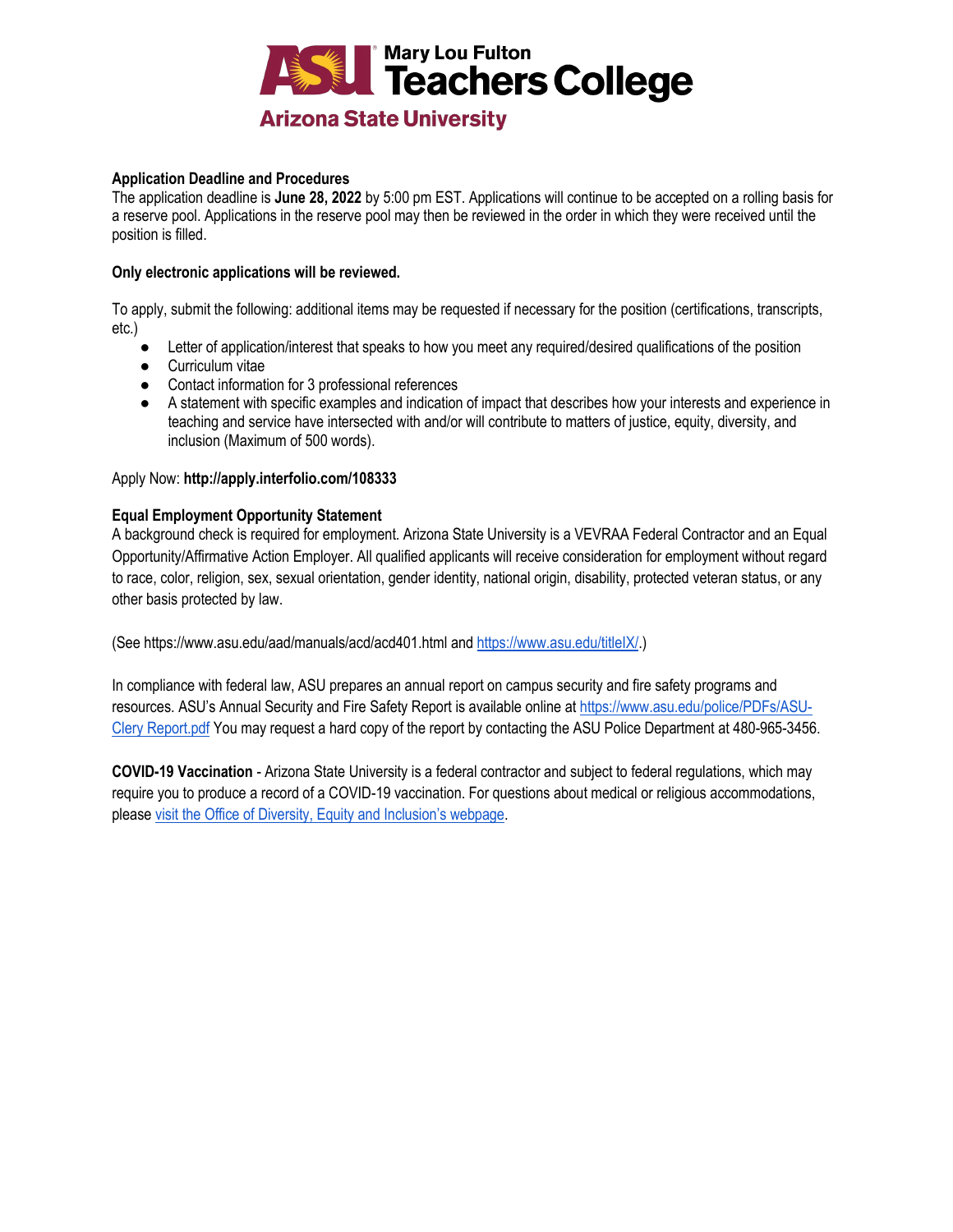Mary Lou Fulton Teachers College
Arizona State University

**Application Deadline and Procedures**

The application deadline is **June 28, 2022** by 5:00 pm EST. Applications will continue to be accepted on a rolling basis for a reserve pool. Applications in the reserve pool may then be reviewed in the order in which they were received until the position is filled.

**Only electronic applications will be reviewed.**

To apply, submit the following: additional items may be requested if necessary for the position (certifications, transcripts, etc.)

- Letter of application/interest that speaks to how you meet any required/desired qualifications of the position
- Curriculum vitae
- Contact information for 3 professional references
- A statement with specific examples and indication of impact that describes how your interests and experience in teaching and service have intersected with and/or will contribute to matters of justice, equity, diversity, and inclusion (Maximum of 500 words).

Apply Now: **http://apply.interfolio.com/108333**

**Equal Employment Opportunity Statement**

A background check is required for employment. Arizona State University is a VEVRAA Federal Contractor and an Equal Opportunity/Affirmative Action Employer. All qualified applicants will receive consideration for employment without regard to race, color, religion, sex, sexual orientation, gender identity, national origin, disability, protected veteran status, or any other basis protected by law.

(See https://www.asu.edu/aad/manuals/acd/acd401.html and https://www.asu.edu/titleIX/.)

In compliance with federal law, ASU prepares an annual report on campus security and fire safety programs and resources. ASU's Annual Security and Fire Safety Report is available online at https://www.asu.edu/police/PDFs/ASU-Clery Report.pdf You may request a hard copy of the report by contacting the ASU Police Department at 480-965-3456.

**COVID-19 Vaccination** - Arizona State University is a federal contractor and subject to federal regulations, which may require you to produce a record of a COVID-19 vaccination. For questions about medical or religious accommodations, please visit the Office of Diversity, Equity and Inclusion's webpage.